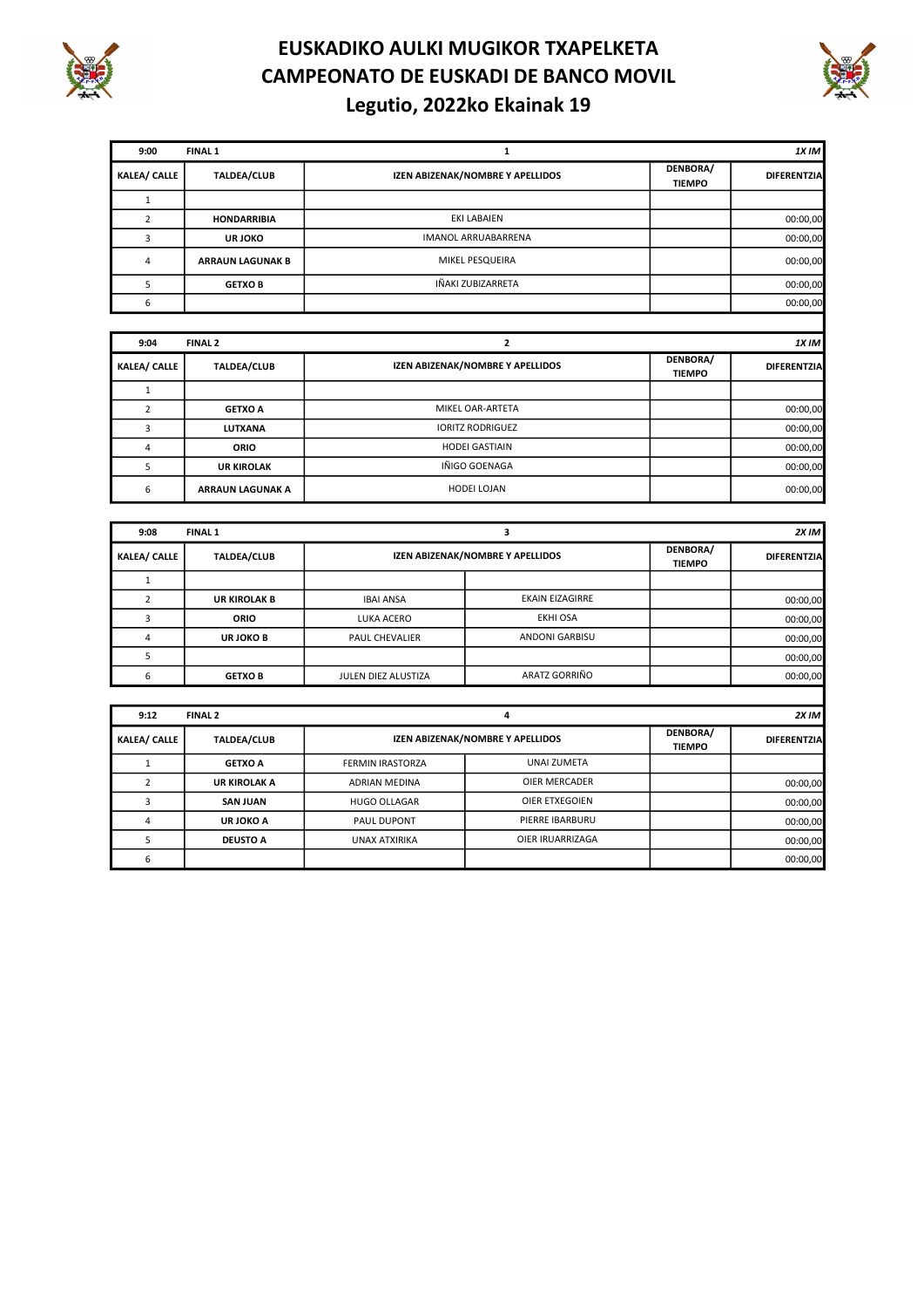# EUSKADIKO AULKI MUGIKOR TXAPELKETA
# CAMPEONATO DE EUSKADI DE BANCO MOVIL
## Legutio, 2022ko Ekainak 19

| 9:00 | FINAL 1 | 1 | | 1X IM |
|---|---|---|---|---|
| KALEA/ CALLE | TALDEA/CLUB | IZEN ABIZENAK/NOMBRE Y APELLIDOS | DENBORA/ TIEMPO | DIFERENTZIA |
| 1 | | | | |
| 2 | HONDARRIBIA | EKI LABAIEN | | 00:00,00 |
| 3 | UR JOKO | IMANOL ARRUABARRENA | | 00:00,00 |
| 4 | ARRAUN LAGUNAK B | MIKEL PESQUEIRA | | 00:00,00 |
| 5 | GETXO B | IÑAKI ZUBIZARRETA | | 00:00,00 |
| 6 | | | | 00:00,00 |

| 9:04 | FINAL 2 | 2 | | 1X IM |
|---|---|---|---|---|
| KALEA/ CALLE | TALDEA/CLUB | IZEN ABIZENAK/NOMBRE Y APELLIDOS | DENBORA/ TIEMPO | DIFERENTZIA |
| 1 | | | | |
| 2 | GETXO A | MIKEL OAR-ARTETA | | 00:00,00 |
| 3 | LUTXANA | IORITZ RODRIGUEZ | | 00:00,00 |
| 4 | ORIO | HODEI GASTIAIN | | 00:00,00 |
| 5 | UR KIROLAK | IÑIGO GOENAGA | | 00:00,00 |
| 6 | ARRAUN LAGUNAK A | HODEI LOJAN | | 00:00,00 |

| 9:08 | FINAL 1 | 3 | | | 2X IM |
|---|---|---|---|---|---|
| KALEA/ CALLE | TALDEA/CLUB | IZEN ABIZENAK/NOMBRE Y APELLIDOS | | DENBORA/ TIEMPO | DIFERENTZIA |
| 1 | | | | | |
| 2 | UR KIROLAK B | IBAI ANSA | EKAIN EIZAGIRRE | | 00:00,00 |
| 3 | ORIO | LUKA ACERO | EKHI OSA | | 00:00,00 |
| 4 | UR JOKO B | PAUL CHEVALIER | ANDONI GARBISU | | 00:00,00 |
| 5 | | | | | 00:00,00 |
| 6 | GETXO B | JULEN DIEZ ALUSTIZA | ARATZ GORRIÑO | | 00:00,00 |

| 9:12 | FINAL 2 | 4 | | | 2X IM |
|---|---|---|---|---|---|
| KALEA/ CALLE | TALDEA/CLUB | IZEN ABIZENAK/NOMBRE Y APELLIDOS | | DENBORA/ TIEMPO | DIFERENTZIA |
| 1 | GETXO A | FERMIN IRASTORZA | UNAI ZUMETA | | |
| 2 | UR KIROLAK A | ADRIAN MEDINA | OIER MERCADER | | 00:00,00 |
| 3 | SAN JUAN | HUGO OLLAGAR | OIER ETXEGOIEN | | 00:00,00 |
| 4 | UR JOKO A | PAUL DUPONT | PIERRE IBARBURU | | 00:00,00 |
| 5 | DEUSTO A | UNAX ATXIRIKA | OIER IRUARRIZAGA | | 00:00,00 |
| 6 | | | | | 00:00,00 |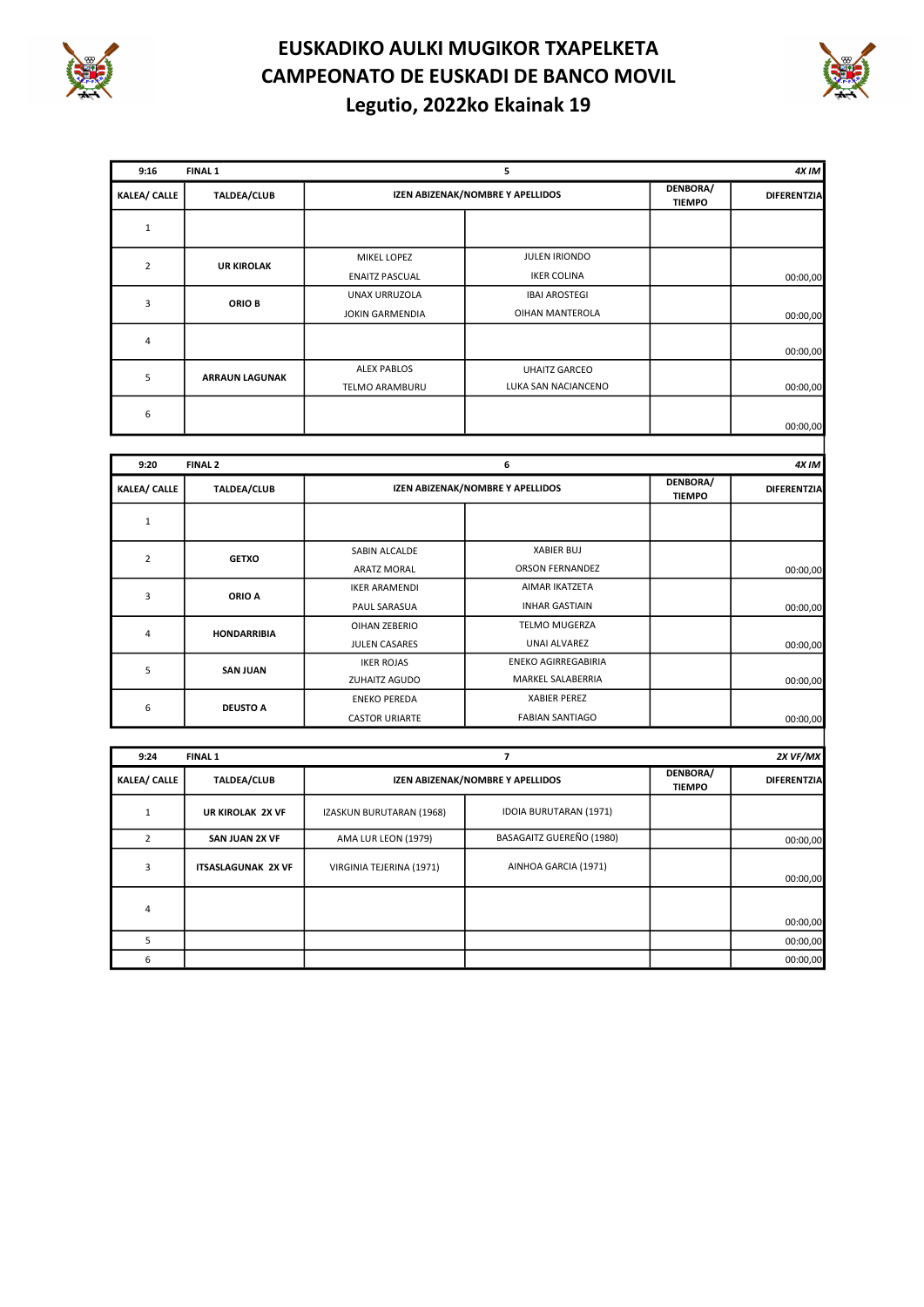# EUSKADIKO AULKI MUGIKOR TXAPELKETA
# CAMPEONATO DE EUSKADI DE BANCO MOVIL
## Legutio, 2022ko Ekainak 19

| 9:16 | FINAL 1 | 5 | | | 4X IM |
|---|---|---|---|---|---|
| KALEA/ CALLE | TALDEA/CLUB | IZEN ABIZENAK/NOMBRE Y APELLIDOS | | DENBORA/ TIEMPO | DIFERENTZIA |
| 1 | | | | | |
| 2 | UR KIROLAK | MIKEL LOPEZ<br>ENAITZ PASCUAL | JULEN IRIONDO<br>IKER COLINA | | 00:00,00 |
| 3 | ORIO B | UNAX URRUZOLA<br>JOKIN GARMENDIA | IBAI AROSTEGI<br>OIHAN MANTEROLA | | 00:00,00 |
| 4 | | | | | 00:00,00 |
| 5 | ARRAUN LAGUNAK | ALEX PABLOS<br>TELMO ARAMBURU | UHAITZ GARCEO<br>LUKA SAN NACIANCENO | | 00:00,00 |
| 6 | | | | | 00:00,00 |

| 9:20 | FINAL 2 | 6 | | | 4X IM |
|---|---|---|---|---|---|
| KALEA/ CALLE | TALDEA/CLUB | IZEN ABIZENAK/NOMBRE Y APELLIDOS | | DENBORA/ TIEMPO | DIFERENTZIA |
| 1 | | | | | |
| 2 | GETXO | SABIN ALCALDE<br>ARATZ MORAL | XABIER BUJ<br>ORSON FERNANDEZ | | 00:00,00 |
| 3 | ORIO A | IKER ARAMENDI<br>PAUL SARASUA | AIMAR IKATZETA<br>INHAR GASTIAIN | | 00:00,00 |
| 4 | HONDARRIBIA | OIHAN ZEBERIO<br>JULEN CASARES | TELMO MUGERZA<br>UNAI ALVAREZ | | 00:00,00 |
| 5 | SAN JUAN | IKER ROJAS<br>ZUHAITZ AGUDO | ENEKO AGIRREGABIRIA<br>MARKEL SALABERRIA | | 00:00,00 |
| 6 | DEUSTO A | ENEKO PEREDA<br>CASTOR URIARTE | XABIER PEREZ<br>FABIAN SANTIAGO | | 00:00,00 |

| 9:24 | FINAL 1 | 7 | | | 2X VF/MX |
|---|---|---|---|---|---|
| KALEA/ CALLE | TALDEA/CLUB | IZEN ABIZENAK/NOMBRE Y APELLIDOS | | DENBORA/ TIEMPO | DIFERENTZIA |
| 1 | UR KIROLAK 2X VF | IZASKUN BURUTARAN (1968) | IDOIA BURUTARAN (1971) | | |
| 2 | SAN JUAN 2X VF | AMA LUR LEON (1979) | BASAGAITZ GUEREÑO (1980) | | 00:00,00 |
| 3 | ITSASLAGUNAK 2X VF | VIRGINIA TEJERINA (1971) | AINHOA GARCIA (1971) | | 00:00,00 |
| 4 | | | | | 00:00,00 |
| 5 | | | | | 00:00,00 |
| 6 | | | | | 00:00,00 |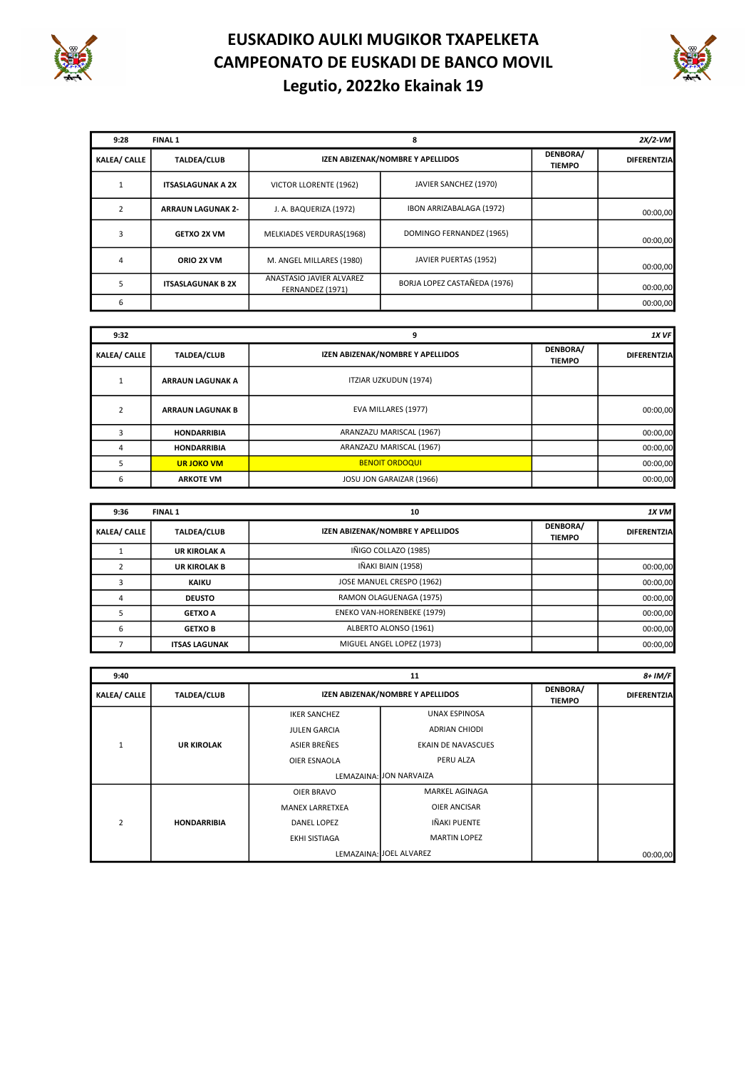# EUSKADIKO AULKI MUGIKOR TXAPELKETA
# CAMPEONATO DE EUSKADI DE BANCO MOVIL
## Legutio, 2022ko Ekainak 19

| 9:28 | FINAL 1 | 8 | | | *2X/2-VM* |
|---|---|---|---|---|---|
| KALEA/ CALLE | TALDEA/CLUB | IZEN ABIZENAK/NOMBRE Y APELLIDOS | | DENBORA/ TIEMPO | DIFERENTZIA |
| 1 | ITSASLAGUNAK A 2X | VICTOR LLORENTE (1962) | JAVIER SANCHEZ (1970) | | |
| 2 | ARRAUN LAGUNAK 2- | J. A. BAQUERIZA (1972) | IBON ARRIZABALAGA (1972) | | 00:00,00 |
| 3 | GETXO 2X VM | MELKIADES VERDURAS(1968) | DOMINGO FERNANDEZ (1965) | | 00:00,00 |
| 4 | ORIO 2X VM | M. ANGEL MILLARES (1980) | JAVIER PUERTAS (1952) | | 00:00,00 |
| 5 | ITSASLAGUNAK B 2X | ANASTASIO JAVIER ALVAREZ FERNANDEZ (1971) | BORJA LOPEZ CASTAÑEDA (1976) | | 00:00,00 |
| 6 | | | | | 00:00,00 |

| 9:32 | | 9 | | *1X VF* |
|---|---|---|---|---|
| KALEA/ CALLE | TALDEA/CLUB | IZEN ABIZENAK/NOMBRE Y APELLIDOS | DENBORA/ TIEMPO | DIFERENTZIA |
| 1 | ARRAUN LAGUNAK A | ITZIAR UZKUDUN (1974) | | |
| 2 | ARRAUN LAGUNAK B | EVA MILLARES (1977) | | 00:00,00 |
| 3 | HONDARRIBIA | ARANZAZU MARISCAL (1967) | | 00:00,00 |
| 4 | HONDARRIBIA | ARANZAZU MARISCAL (1967) | | 00:00,00 |
| 5 | UR JOKO VM | BENOIT ORDOQUI | | 00:00,00 |
| 6 | ARKOTE VM | JOSU JON GARAIZAR (1966) | | 00:00,00 |

| 9:36 | FINAL 1 | 10 | | *1X VM* |
|---|---|---|---|---|
| KALEA/ CALLE | TALDEA/CLUB | IZEN ABIZENAK/NOMBRE Y APELLIDOS | DENBORA/ TIEMPO | DIFERENTZIA |
| 1 | UR KIROLAK A | IÑIGO COLLAZO (1985) | | |
| 2 | UR KIROLAK B | IÑAKI BIAIN (1958) | | 00:00,00 |
| 3 | KAIKU | JOSE MANUEL CRESPO (1962) | | 00:00,00 |
| 4 | DEUSTO | RAMON OLAGUENAGA (1975) | | 00:00,00 |
| 5 | GETXO A | ENEKO VAN-HORENBEKE (1979) | | 00:00,00 |
| 6 | GETXO B | ALBERTO ALONSO (1961) | | 00:00,00 |
| 7 | ITSAS LAGUNAK | MIGUEL ANGEL LOPEZ (1973) | | 00:00,00 |

| 9:40 | | 11 | | | *8+ IM/F* |
|---|---|---|---|---|---|
| KALEA/ CALLE | TALDEA/CLUB | IZEN ABIZENAK/NOMBRE Y APELLIDOS | | DENBORA/ TIEMPO | DIFERENTZIA |
| 1 | UR KIROLAK | IKER SANCHEZ | UNAX ESPINOSA | | |
| | | JULEN GARCIA | ADRIAN CHIODI | | |
| | | ASIER BREÑES | EKAIN DE NAVASCUES | | |
| | | OIER ESNAOLA | PERU ALZA | | |
| | | LEMAZAINA: | JON NARVAIZA | | |
| 2 | HONDARRIBIA | OIER BRAVO | MARKEL AGINAGA | | |
| | | MANEX LARRETXEA | OIER ANCISAR | | |
| | | DANEL LOPEZ | IÑAKI PUENTE | | |
| | | EKHI SISTIAGA | MARTIN LOPEZ | | |
| | | LEMAZAINA: | JOEL ALVAREZ | | 00:00,00 |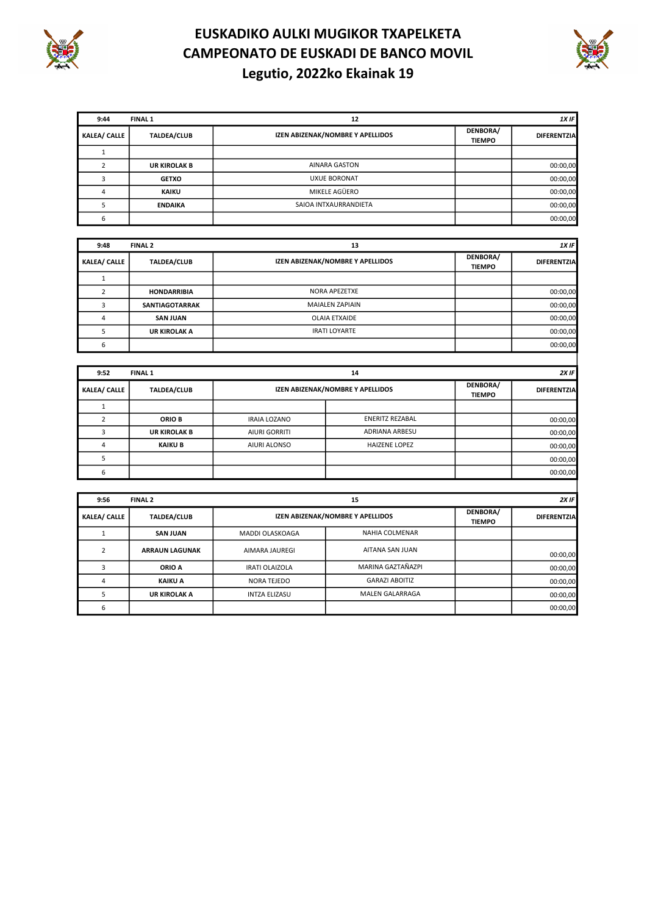# EUSKADIKO AULKI MUGIKOR TXAPELKETA
# CAMPEONATO DE EUSKADI DE BANCO MOVIL
## Legutio, 2022ko Ekainak 19

| 9:44 | FINAL 1 | 12 | | *1X IF* |
|---|---|---|---|---|
| **KALEA/ CALLE** | **TALDEA/CLUB** | **IZEN ABIZENAK/NOMBRE Y APELLIDOS** | **DENBORA/ TIEMPO** | **DIFERENTZIA** |
| 1 | | | | |
| 2 | **UR KIROLAK B** | AINARA GASTON | | 00:00,00 |
| 3 | **GETXO** | UXUE BORONAT | | 00:00,00 |
| 4 | **KAIKU** | MIKELE AGÜERO | | 00:00,00 |
| 5 | **ENDAIKA** | SAIOA INTXAURRANDIETA | | 00:00,00 |
| 6 | | | | 00:00,00 |

| 9:48 | FINAL 2 | 13 | | *1X IF* |
|---|---|---|---|---|
| **KALEA/ CALLE** | **TALDEA/CLUB** | **IZEN ABIZENAK/NOMBRE Y APELLIDOS** | **DENBORA/ TIEMPO** | **DIFERENTZIA** |
| 1 | | | | |
| 2 | **HONDARRIBIA** | NORA APEZETXE | | 00:00,00 |
| 3 | **SANTIAGOTARRAK** | MAIALEN ZAPIAIN | | 00:00,00 |
| 4 | **SAN JUAN** | OLAIA ETXAIDE | | 00:00,00 |
| 5 | **UR KIROLAK A** | IRATI LOYARTE | | 00:00,00 |
| 6 | | | | 00:00,00 |

| 9:52 | FINAL 1 | 14 | | | *2X IF* |
|---|---|---|---|---|---|
| **KALEA/ CALLE** | **TALDEA/CLUB** | **IZEN ABIZENAK/NOMBRE Y APELLIDOS** | | **DENBORA/ TIEMPO** | **DIFERENTZIA** |
| 1 | | | | | |
| 2 | **ORIO B** | IRAIA LOZANO | ENERITZ REZABAL | | 00:00,00 |
| 3 | **UR KIROLAK B** | AIURI GORRITI | ADRIANA ARBESU | | 00:00,00 |
| 4 | **KAIKU B** | AIURI ALONSO | HAIZENE LOPEZ | | 00:00,00 |
| 5 | | | | | 00:00,00 |
| 6 | | | | | 00:00,00 |

| 9:56 | FINAL 2 | 15 | | | *2X IF* |
|---|---|---|---|---|---|
| **KALEA/ CALLE** | **TALDEA/CLUB** | **IZEN ABIZENAK/NOMBRE Y APELLIDOS** | | **DENBORA/ TIEMPO** | **DIFERENTZIA** |
| 1 | **SAN JUAN** | MADDI OLASKOAGA | NAHIA COLMENAR | | |
| 2 | **ARRAUN LAGUNAK** | AIMARA JAUREGI | AITANA SAN JUAN | | 00:00,00 |
| 3 | **ORIO A** | IRATI OLAIZOLA | MARINA GAZTAÑAZPI | | 00:00,00 |
| 4 | **KAIKU A** | NORA TEJEDO | GARAZI ABOITIZ | | 00:00,00 |
| 5 | **UR KIROLAK A** | INTZA ELIZASU | MALEN GALARRAGA | | 00:00,00 |
| 6 | | | | | 00:00,00 |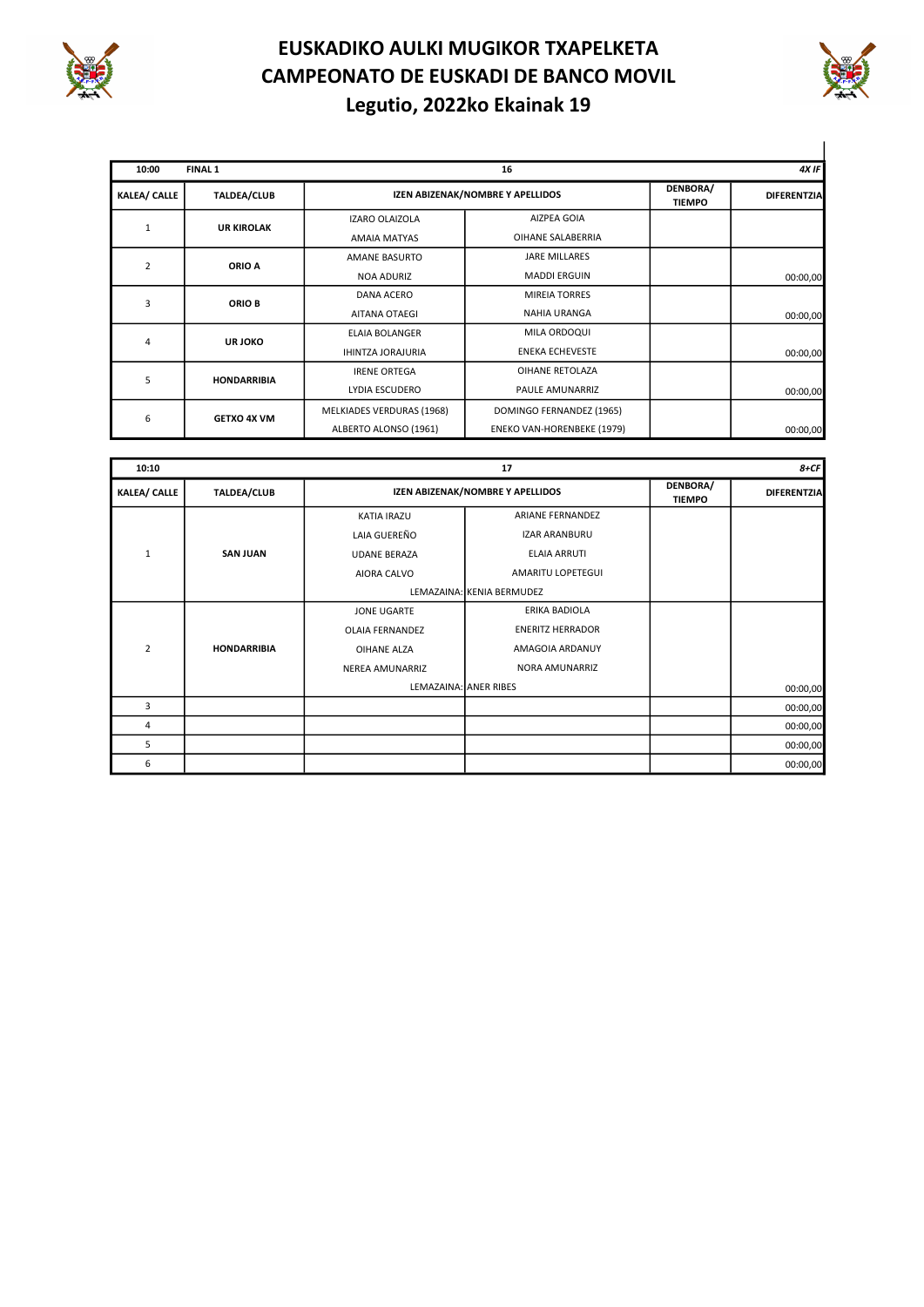# EUSKADIKO AULKI MUGIKOR TXAPELKETA
# CAMPEONATO DE EUSKADI DE BANCO MOVIL
# Legutio, 2022ko Ekainak 19

| 10:00 | FINAL 1 | 16 | | | 4X IF |
|---|---|---|---|---|---|
| **KALEA/ CALLE** | **TALDEA/CLUB** | **IZEN ABIZENAK/NOMBRE Y APELLIDOS** | | **DENBORA/ TIEMPO** | **DIFERENTZIA** |
| 1 | UR KIROLAK | IZARO OLAIZOLA | AIZPEA GOIA | | |
| | | AMAIA MATYAS | OIHANE SALABERRIA | | |
| 2 | ORIO A | AMANE BASURTO | JARE MILLARES | | |
| | | NOA ADURIZ | MADDI ERGUIN | | 00:00,00 |
| 3 | ORIO B | DANA ACERO | MIREIA TORRES | | |
| | | AITANA OTAEGI | NAHIA URANGA | | 00:00,00 |
| 4 | UR JOKO | ELAIA BOLANGER | MILA ORDOQUI | | |
| | | IHINTZA JORAJURIA | ENEKA ECHEVESTE | | 00:00,00 |
| 5 | HONDARRIBIA | IRENE ORTEGA | OIHANE RETOLAZA | | |
| | | LYDIA ESCUDERO | PAULE AMUNARRIZ | | 00:00,00 |
| 6 | GETXO 4X VM | MELKIADES VERDURAS (1968) | DOMINGO FERNANDEZ (1965) | | |
| | | ALBERTO ALONSO (1961) | ENEKO VAN-HORENBEKE (1979) | | 00:00,00 |

| 10:10 | | 17 | | | 8+CF |
|---|---|---|---|---|---|
| **KALEA/ CALLE** | **TALDEA/CLUB** | **IZEN ABIZENAK/NOMBRE Y APELLIDOS** | | **DENBORA/ TIEMPO** | **DIFERENTZIA** |
| 1 | SAN JUAN | KATIA IRAZU | ARIANE FERNANDEZ | | |
| | | LAIA GUEREÑO | IZAR ARANBURU | | |
| | | UDANE BERAZA | ELAIA ARRUTI | | |
| | | AIORA CALVO | AMARITU LOPETEGUI | | |
| | | LEMAZAINA: | KENIA BERMUDEZ | | |
| 2 | HONDARRIBIA | JONE UGARTE | ERIKA BADIOLA | | |
| | | OLAIA FERNANDEZ | ENERITZ HERRADOR | | |
| | | OIHANE ALZA | AMAGOIA ARDANUY | | |
| | | NEREA AMUNARRIZ | NORA AMUNARRIZ | | |
| | | LEMAZAINA: | ANER RIBES | | 00:00,00 |
| 3 | | | | | 00:00,00 |
| 4 | | | | | 00:00,00 |
| 5 | | | | | 00:00,00 |
| 6 | | | | | 00:00,00 |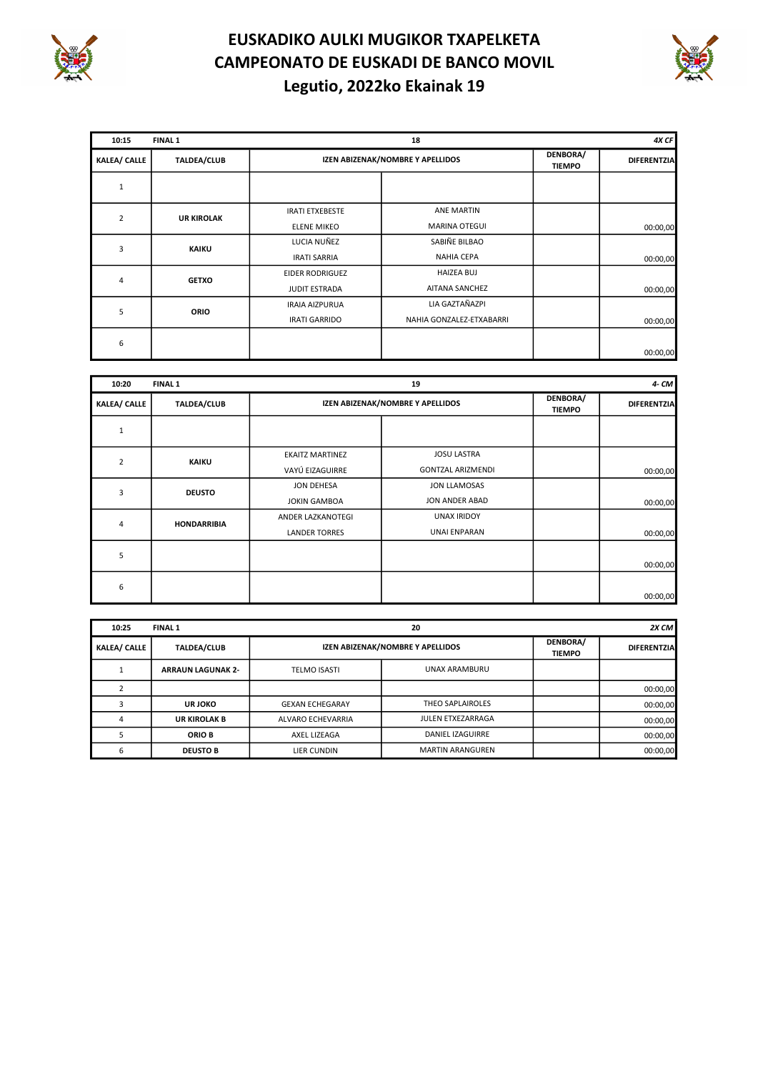# EUSKADIKO AULKI MUGIKOR TXAPELKETA
# CAMPEONATO DE EUSKADI DE BANCO MOVIL
# Legutio, 2022ko Ekainak 19

| 10:15 | FINAL 1 | 18 | | | 4X CF |
|---|---|---|---|---|---|
| KALEA/ CALLE | TALDEA/CLUB | IZEN ABIZENAK/NOMBRE Y APELLIDOS | | DENBORA/ TIEMPO | DIFERENTZIA |
| 1 | | | | | |
| 2 | UR KIROLAK | IRATI ETXEBESTE<br>ELENE MIKEO | ANE MARTIN<br>MARINA OTEGUI | | 00:00,00 |
| 3 | KAIKU | LUCIA NUÑEZ<br>IRATI SARRIA | SABIÑE BILBAO<br>NAHIA CEPA | | 00:00,00 |
| 4 | GETXO | EIDER RODRIGUEZ<br>JUDIT ESTRADA | HAIZEA BUJ<br>AITANA SANCHEZ | | 00:00,00 |
| 5 | ORIO | IRAIA AIZPURUA<br>IRATI GARRIDO | LIA GAZTAÑAZPI<br>NAHIA GONZALEZ-ETXABARRI | | 00:00,00 |
| 6 | | | | | 00:00,00 |

| 10:20 | FINAL 1 | 19 | | | 4- CM |
|---|---|---|---|---|---|
| KALEA/ CALLE | TALDEA/CLUB | IZEN ABIZENAK/NOMBRE Y APELLIDOS | | DENBORA/ TIEMPO | DIFERENTZIA |
| 1 | | | | | |
| 2 | KAIKU | EKAITZ MARTINEZ<br>VAYÚ EIZAGUIRRE | JOSU LASTRA<br>GONTZAL ARIZMENDI | | 00:00,00 |
| 3 | DEUSTO | JON DEHESA<br>JOKIN GAMBOA | JON LLAMOSAS<br>JON ANDER ABAD | | 00:00,00 |
| 4 | HONDARRIBIA | ANDER LAZKANOTEGI<br>LANDER TORRES | UNAX IRIDOY<br>UNAI ENPARAN | | 00:00,00 |
| 5 | | | | | 00:00,00 |
| 6 | | | | | 00:00,00 |

| 10:25 | FINAL 1 | 20 | | | 2X CM |
|---|---|---|---|---|---|
| KALEA/ CALLE | TALDEA/CLUB | IZEN ABIZENAK/NOMBRE Y APELLIDOS | | DENBORA/ TIEMPO | DIFERENTZIA |
| 1 | ARRAUN LAGUNAK 2- | TELMO ISASTI | UNAX ARAMBURU | | |
| 2 | | | | | 00:00,00 |
| 3 | UR JOKO | GEXAN ECHEGARAY | THEO SAPLAIROLES | | 00:00,00 |
| 4 | UR KIROLAK B | ALVARO ECHEVARRIA | JULEN ETXEZARRAGA | | 00:00,00 |
| 5 | ORIO B | AXEL LIZEAGA | DANIEL IZAGUIRRE | | 00:00,00 |
| 6 | DEUSTO B | LIER CUNDIN | MARTIN ARANGUREN | | 00:00,00 |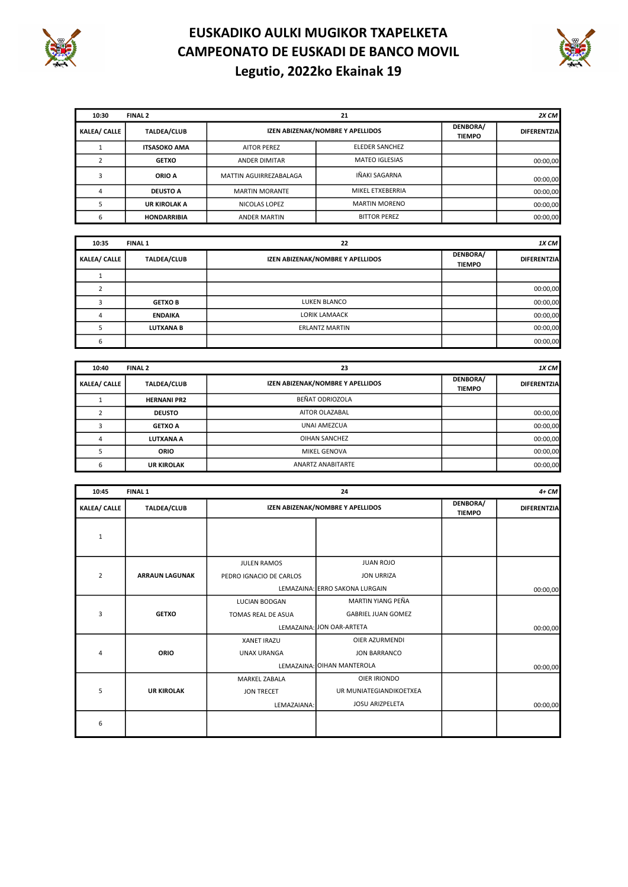# EUSKADIKO AULKI MUGIKOR TXAPELKETA
# CAMPEONATO DE EUSKADI DE BANCO MOVIL
## Legutio, 2022ko Ekainak 19

| 10:30 | FINAL 2 | 21 | | | 2X CM |
|---|---|---|---|---|---|
| KALEA/ CALLE | TALDEA/CLUB | IZEN ABIZENAK/NOMBRE Y APELLIDOS | | DENBORA/ TIEMPO | DIFERENTZIA |
| 1 | ITSASOKO AMA | AITOR PEREZ | ELEDER SANCHEZ | | |
| 2 | GETXO | ANDER DIMITAR | MATEO IGLESIAS | | 00:00,00 |
| 3 | ORIO A | MATTIN AGUIRREZABALAGA | IÑAKI SAGARNA | | 00:00,00 |
| 4 | DEUSTO A | MARTIN MORANTE | MIKEL ETXEBERRIA | | 00:00,00 |
| 5 | UR KIROLAK A | NICOLAS LOPEZ | MARTIN MORENO | | 00:00,00 |
| 6 | HONDARRIBIA | ANDER MARTIN | BITTOR PEREZ | | 00:00,00 |

| 10:35 | FINAL 1 | 22 | | 1X CM |
|---|---|---|---|---|
| KALEA/ CALLE | TALDEA/CLUB | IZEN ABIZENAK/NOMBRE Y APELLIDOS | DENBORA/ TIEMPO | DIFERENTZIA |
| 1 | | | | |
| 2 | | | | 00:00,00 |
| 3 | GETXO B | LUKEN BLANCO | | 00:00,00 |
| 4 | ENDAIKA | LORIK LAMAACK | | 00:00,00 |
| 5 | LUTXANA B | ERLANTZ MARTIN | | 00:00,00 |
| 6 | | | | 00:00,00 |

| 10:40 | FINAL 2 | 23 | | 1X CM |
|---|---|---|---|---|
| KALEA/ CALLE | TALDEA/CLUB | IZEN ABIZENAK/NOMBRE Y APELLIDOS | DENBORA/ TIEMPO | DIFERENTZIA |
| 1 | HERNANI PR2 | BEÑAT ODRIOZOLA | | |
| 2 | DEUSTO | AITOR OLAZABAL | | 00:00,00 |
| 3 | GETXO A | UNAI AMEZCUA | | 00:00,00 |
| 4 | LUTXANA A | OIHAN SANCHEZ | | 00:00,00 |
| 5 | ORIO | MIKEL GENOVA | | 00:00,00 |
| 6 | UR KIROLAK | ANARTZ ANABITARTE | | 00:00,00 |

| 10:45 | FINAL 1 | 24 | | | 4+ CM |
|---|---|---|---|---|---|
| KALEA/ CALLE | TALDEA/CLUB | IZEN ABIZENAK/NOMBRE Y APELLIDOS | | DENBORA/ TIEMPO | DIFERENTZIA |
| 1 | | | | | |
| 2 | ARRAUN LAGUNAK | JULEN RAMOS<br>PEDRO IGNACIO DE CARLOS<br>LEMAZAINA: | JUAN ROJO<br>JON URRIZA<br>ERRO SAKONA LURGAIN | | 00:00,00 |
| 3 | GETXO | LUCIAN BODGAN<br>TOMAS REAL DE ASUA<br>LEMAZAINA: | MARTIN YIANG PEÑA<br>GABRIEL JUAN GOMEZ<br>JON OAR-ARTETA | | 00:00,00 |
| 4 | ORIO | XANET IRAZU<br>UNAX URANGA<br>LEMAZAINA: | OIER AZURMENDI<br>JON BARRANCO<br>OIHAN MANTEROLA | | 00:00,00 |
| 5 | UR KIROLAK | MARKEL ZABALA<br>JON TRECET<br>LEMAZAIANA: | OIER IRIONDO<br>UR MUNIATEGIANDIKOETXEA<br>JOSU ARIZPELETA | | 00:00,00 |
| 6 | | | | | |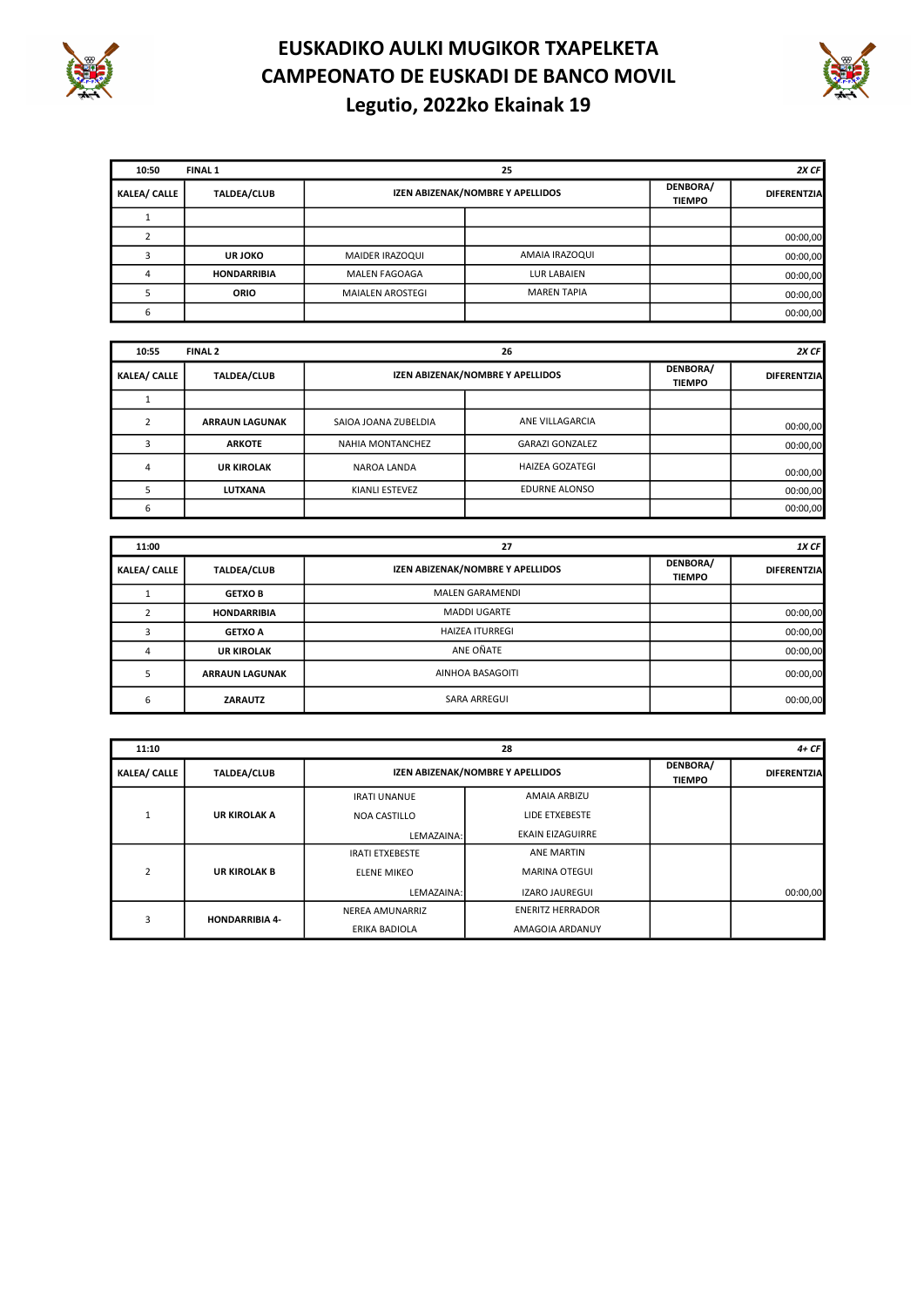# EUSKADIKO AULKI MUGIKOR TXAPELKETA
# CAMPEONATO DE EUSKADI DE BANCO MOVIL
## Legutio, 2022ko Ekainak 19

| 10:50 | FINAL 1 | 25 | | | 2X CF |
|---|---|---|---|---|---|
| KALEA/ CALLE | TALDEA/CLUB | IZEN ABIZENAK/NOMBRE Y APELLIDOS | | DENBORA/ TIEMPO | DIFERENTZIA |
| 1 | | | | | |
| 2 | | | | | 00:00,00 |
| 3 | UR JOKO | MAIDER IRAZOQUI | AMAIA IRAZOQUI | | 00:00,00 |
| 4 | HONDARRIBIA | MALEN FAGOAGA | LUR LABAIEN | | 00:00,00 |
| 5 | ORIO | MAIALEN AROSTEGI | MAREN TAPIA | | 00:00,00 |
| 6 | | | | | 00:00,00 |

| 10:55 | FINAL 2 | 26 | | | 2X CF |
|---|---|---|---|---|---|
| KALEA/ CALLE | TALDEA/CLUB | IZEN ABIZENAK/NOMBRE Y APELLIDOS | | DENBORA/ TIEMPO | DIFERENTZIA |
| 1 | | | | | |
| 2 | ARRAUN LAGUNAK | SAIOA JOANA ZUBELDIA | ANE VILLAGARCIA | | 00:00,00 |
| 3 | ARKOTE | NAHIA MONTANCHEZ | GARAZI GONZALEZ | | 00:00,00 |
| 4 | UR KIROLAK | NAROA LANDA | HAIZEA GOZATEGI | | 00:00,00 |
| 5 | LUTXANA | KIANLI ESTEVEZ | EDURNE ALONSO | | 00:00,00 |
| 6 | | | | | 00:00,00 |

| 11:00 | | 27 | | 1X CF |
|---|---|---|---|---|
| KALEA/ CALLE | TALDEA/CLUB | IZEN ABIZENAK/NOMBRE Y APELLIDOS | DENBORA/ TIEMPO | DIFERENTZIA |
| 1 | GETXO B | MALEN GARAMENDI | | |
| 2 | HONDARRIBIA | MADDI UGARTE | | 00:00,00 |
| 3 | GETXO A | HAIZEA ITURREGI | | 00:00,00 |
| 4 | UR KIROLAK | ANE OÑATE | | 00:00,00 |
| 5 | ARRAUN LAGUNAK | AINHOA BASAGOITI | | 00:00,00 |
| 6 | ZARAUTZ | SARA ARREGUI | | 00:00,00 |

| 11:10 | | 28 | | | 4+ CF |
|---|---|---|---|---|---|
| KALEA/ CALLE | TALDEA/CLUB | IZEN ABIZENAK/NOMBRE Y APELLIDOS | | DENBORA/ TIEMPO | DIFERENTZIA |
| 1 | UR KIROLAK A | IRATI UNANUE | AMAIA ARBIZU | | |
| | | NOA CASTILLO | LIDE ETXEBESTE | | |
| | | LEMAZAINA: | EKAIN EIZAGUIRRE | | |
| 2 | UR KIROLAK B | IRATI ETXEBESTE | ANE MARTIN | | |
| | | ELENE MIKEO | MARINA OTEGUI | | |
| | | LEMAZAINA: | IZARO JAUREGUI | | 00:00,00 |
| 3 | HONDARRIBIA 4- | NEREA AMUNARRIZ | ENERITZ HERRADOR | | |
| | | ERIKA BADIOLA | AMAGOIA ARDANUY | | |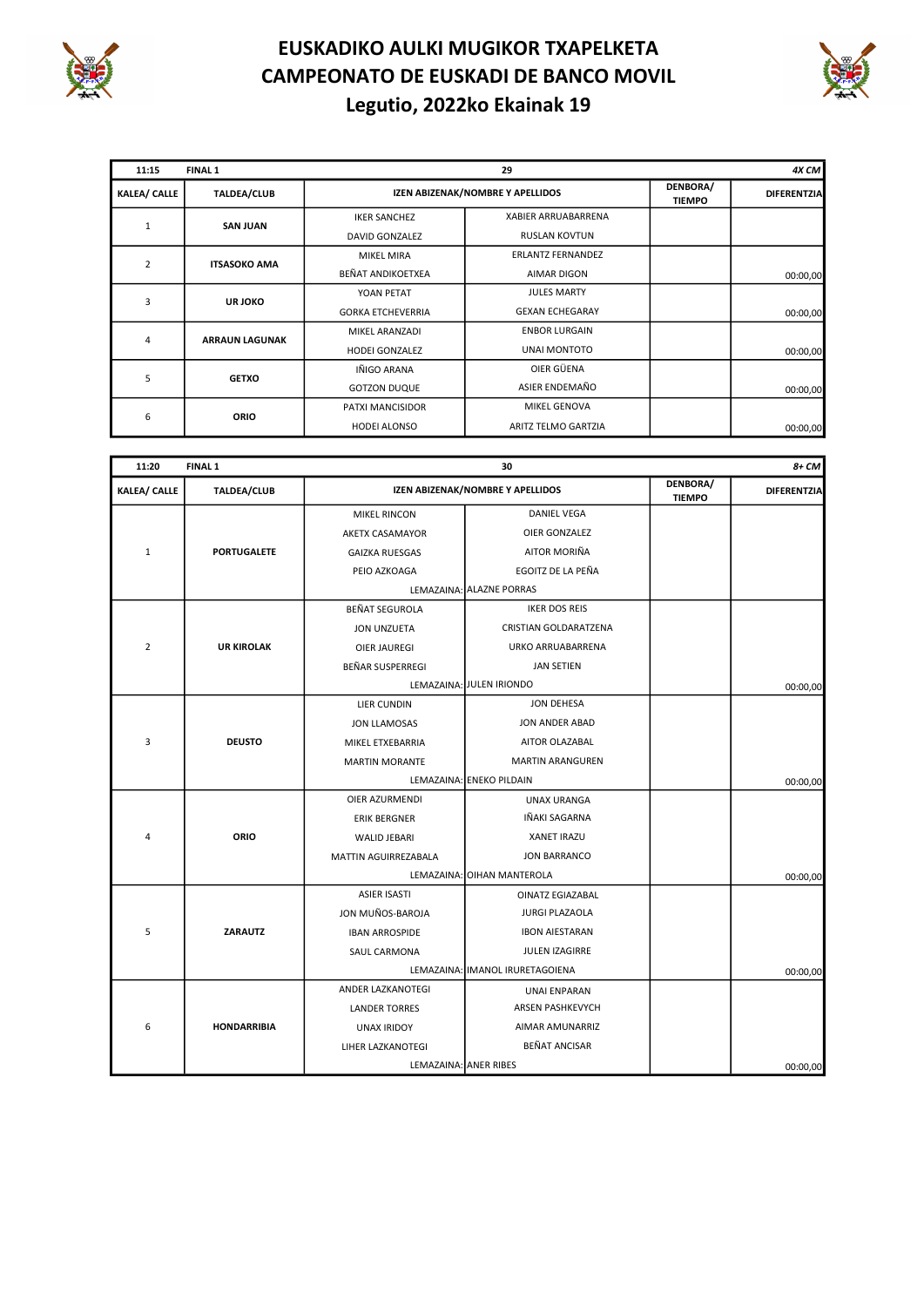# EUSKADIKO AULKI MUGIKOR TXAPELKETA
# CAMPEONATO DE EUSKADI DE BANCO MOVIL
## Legutio, 2022ko Ekainak 19

| 11:15 | FINAL 1 | 29 | | | 4X CM |
|---|---|---|---|---|---|
| KALEA/ CALLE | TALDEA/CLUB | IZEN ABIZENAK/NOMBRE Y APELLIDOS | | DENBORA/ TIEMPO | DIFERENTZIA |
| 1 | SAN JUAN | IKER SANCHEZ | XABIER ARRUABARRENA | | |
| | | DAVID GONZALEZ | RUSLAN KOVTUN | | |
| 2 | ITSASOKO AMA | MIKEL MIRA | ERLANTZ FERNANDEZ | | |
| | | BEÑAT ANDIKOETXEA | AIMAR DIGON | | 00:00,00 |
| 3 | UR JOKO | YOAN PETAT | JULES MARTY | | |
| | | GORKA ETCHEVERRIA | GEXAN ECHEGARAY | | 00:00,00 |
| 4 | ARRAUN LAGUNAK | MIKEL ARANZADI | ENBOR LURGAIN | | |
| | | HODEI GONZALEZ | UNAI MONTOTO | | 00:00,00 |
| 5 | GETXO | IÑIGO ARANA | OIER GÜENA | | |
| | | GOTZON DUQUE | ASIER ENDEMAÑO | | 00:00,00 |
| 6 | ORIO | PATXI MANCISIDOR | MIKEL GENOVA | | |
| | | HODEI ALONSO | ARITZ TELMO GARTZIA | | 00:00,00 |

| 11:20 | FINAL 1 | 30 | | | 8+ CM |
|---|---|---|---|---|---|
| KALEA/ CALLE | TALDEA/CLUB | IZEN ABIZENAK/NOMBRE Y APELLIDOS | | DENBORA/ TIEMPO | DIFERENTZIA |
| 1 | PORTUGALETE | MIKEL RINCON | DANIEL VEGA | | |
| | | AKETX CASAMAYOR | OIER GONZALEZ | | |
| | | GAIZKA RUESGAS | AITOR MORIÑA | | |
| | | PEIO AZKOAGA | EGOITZ DE LA PEÑA | | |
| | | LEMAZAINA: | ALZNE PORRAS | | |
| 2 | UR KIROLAK | BEÑAT SEGUROLA | IKER DOS REIS | | |
| | | JON UNZUETA | CRISTIAN GOLDARATZENA | | |
| | | OIER JAUREGI | URKO ARRUABARRENA | | |
| | | BEÑAR SUSPERREGI | JAN SETIEN | | |
| | | LEMAZAINA: | JULEN IRIONDO | | 00:00,00 |
| 3 | DEUSTO | LIER CUNDIN | JON DEHESA | | |
| | | JON LLAMOSAS | JON ANDER ABAD | | |
| | | MIKEL ETXEBARRIA | AITOR OLAZABAL | | |
| | | MARTIN MORANTE | MARTIN ARANGUREN | | |
| | | LEMAZAINA: | ENEKO PILDAIN | | 00:00,00 |
| 4 | ORIO | OIER AZURMENDI | UNAX URANGA | | |
| | | ERIK BERGNER | IÑAKI SAGARNA | | |
| | | WALID JEBARI | XANET IRAZU | | |
| | | MATTIN AGUIRREZABALA | JON BARRANCO | | |
| | | LEMAZAINA: | OIHAN MANTEROLA | | 00:00,00 |
| 5 | ZARAUTZ | ASIER ISASTI | OINATZ EGIAZABAL | | |
| | | JON MUÑOS-BAROJA | JURGI PLAZAOLA | | |
| | | IBAN ARROSPIDE | IBON AIESTARAN | | |
| | | SAUL CARMONA | JULEN IZAGIRRE | | |
| | | LEMAZAINA: | IMANOL IRURETAGOIENA | | 00:00,00 |
| 6 | HONDARRIBIA | ANDER LAZKANOTEGI | UNAI ENPARAN | | |
| | | LANDER TORRES | ARSEN PASHKEVYCH | | |
| | | UNAX IRIDOY | AIMAR AMUNARRIZ | | |
| | | LIHER LAZKANOTEGI | BEÑAT ANCISAR | | |
| | | LEMAZAINA: | ANER RIBES | | 00:00,00 |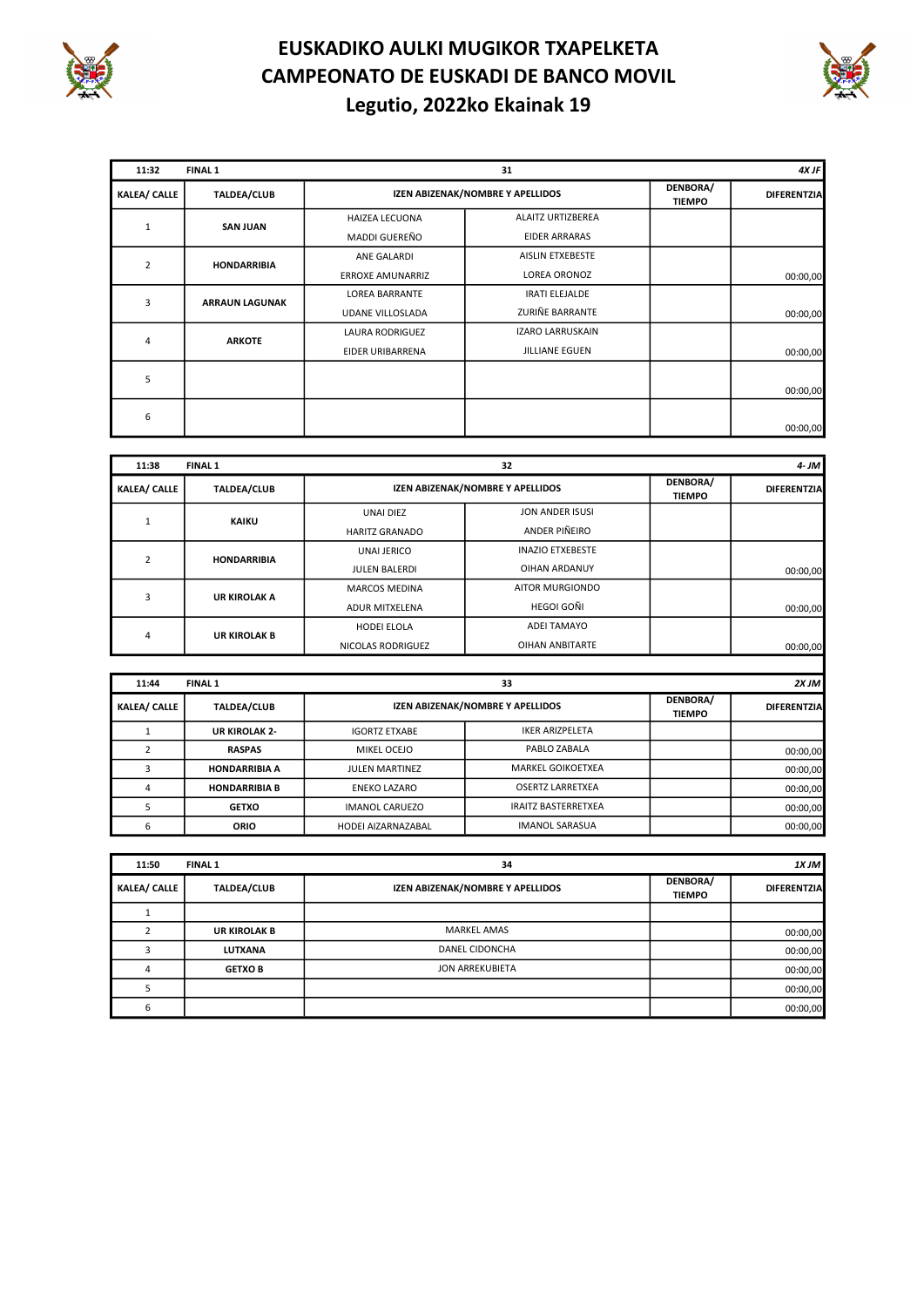# EUSKADIKO AULKI MUGIKOR TXAPELKETA
# CAMPEONATO DE EUSKADI DE BANCO MOVIL
## Legutio, 2022ko Ekainak 19

| 11:32 | FINAL 1 | 31 | | | 4X JF |
|---|---|---|---|---|---|
| KALEA/ CALLE | TALDEA/CLUB | IZEN ABIZENAK/NOMBRE Y APELLIDOS | | DENBORA/ TIEMPO | DIFERENTZIA |
| 1 | SAN JUAN | HAIZEA LECUONA | ALAITZ URTIZBEREA | | |
| | | MADDI GUEREÑO | EIDER ARRARAS | | |
| 2 | HONDARRIBIA | ANE GALARDI | AISLIN ETXEBESTE | | |
| | | ERROXE AMUNARRIZ | LOREA ORONOZ | | 00:00,00 |
| 3 | ARRAUN LAGUNAK | LOREA BARRANTE | IRATI ELEJALDE | | |
| | | UDANE VILLOSLADA | ZURIÑE BARRANTE | | 00:00,00 |
| 4 | ARKOTE | LAURA RODRIGUEZ | IZARO LARRUSKAIN | | |
| | | EIDER URIBARRENA | JILLIANE EGUEN | | 00:00,00 |
| 5 | | | | | 00:00,00 |
| 6 | | | | | 00:00,00 |

| 11:38 | FINAL 1 | 32 | | | 4- JM |
|---|---|---|---|---|---|
| KALEA/ CALLE | TALDEA/CLUB | IZEN ABIZENAK/NOMBRE Y APELLIDOS | | DENBORA/ TIEMPO | DIFERENTZIA |
| 1 | KAIKU | UNAI DIEZ | JON ANDER ISUSI | | |
| | | HARITZ GRANADO | ANDER PIÑEIRO | | |
| 2 | HONDARRIBIA | UNAI JERICO | INAZIO ETXEBESTE | | |
| | | JULEN BALERDI | OIHAN ARDANUY | | 00:00,00 |
| 3 | UR KIROLAK A | MARCOS MEDINA | AITOR MURGIONDO | | |
| | | ADUR MITXELENA | HEGOI GOÑI | | 00:00,00 |
| 4 | UR KIROLAK B | HODEI ELOLA | ADEI TAMAYO | | |
| | | NICOLAS RODRIGUEZ | OIHAN ANBITARTE | | 00:00,00 |

| 11:44 | FINAL 1 | 33 | | | 2X JM |
|---|---|---|---|---|---|
| KALEA/ CALLE | TALDEA/CLUB | IZEN ABIZENAK/NOMBRE Y APELLIDOS | | DENBORA/ TIEMPO | DIFERENTZIA |
| 1 | UR KIROLAK 2- | IGORTZ ETXABE | IKER ARIZPELETA | | |
| 2 | RASPAS | MIKEL OCEJO | PABLO ZABALA | | 00:00,00 |
| 3 | HONDARRIBIA A | JULEN MARTINEZ | MARKEL GOIKOETXEA | | 00:00,00 |
| 4 | HONDARRIBIA B | ENEKO LAZARO | OSERTZ LARRETXEA | | 00:00,00 |
| 5 | GETXO | IMANOL CARUEZO | IRAITZ BASTERRETXEA | | 00:00,00 |
| 6 | ORIO | HODEI AIZARNAZABAL | IMANOL SARASUA | | 00:00,00 |

| 11:50 | FINAL 1 | 34 | | 1X JM |
|---|---|---|---|---|
| KALEA/ CALLE | TALDEA/CLUB | IZEN ABIZENAK/NOMBRE Y APELLIDOS | DENBORA/ TIEMPO | DIFERENTZIA |
| 1 | | | | |
| 2 | UR KIROLAK B | MARKEL AMAS | | 00:00,00 |
| 3 | LUTXANA | DANEL CIDONCHA | | 00:00,00 |
| 4 | GETXO B | JON ARREKUBIETA | | 00:00,00 |
| 5 | | | | 00:00,00 |
| 6 | | | | 00:00,00 |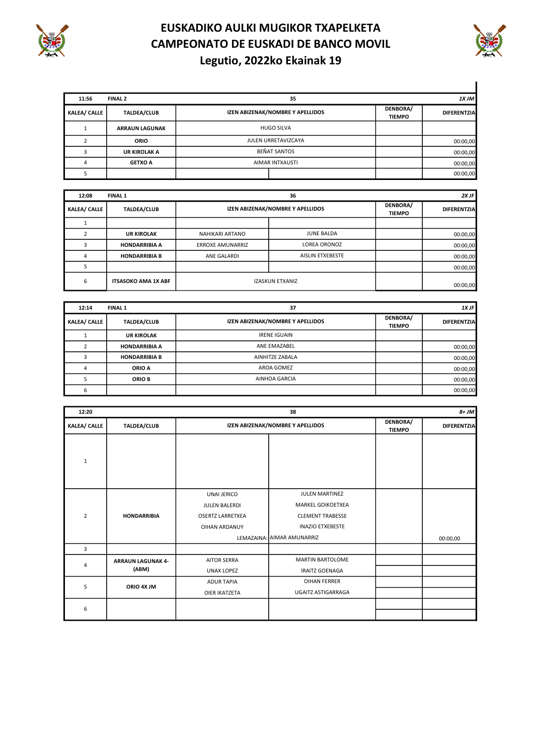# EUSKADIKO AULKI MUGIKOR TXAPELKETA
# CAMPEONATO DE EUSKADI DE BANCO MOVIL
## Legutio, 2022ko Ekainak 19

| 11:56 | FINAL 2 | 35 | | | 1X JM |
|---|---|---|---|---|---|
| KALEA/ CALLE | TALDEA/CLUB | IZEN ABIZENAK/NOMBRE Y APELLIDOS | | DENBORA/ TIEMPO | DIFERENTZIA |
| 1 | ARRAUN LAGUNAK | HUGO SILVA | | | |
| 2 | ORIO | JULEN URRETAVIZCAYA | | | 00:00,00 |
| 3 | UR KIROLAK A | BEÑAT SANTOS | | | 00:00,00 |
| 4 | GETXO A | AIMAR INTXAUSTI | | | 00:00,00 |
| 5 | | | | | 00:00,00 |

| 12:08 | FINAL 1 | 36 | | | 2X JF |
|---|---|---|---|---|---|
| KALEA/ CALLE | TALDEA/CLUB | IZEN ABIZENAK/NOMBRE Y APELLIDOS | | DENBORA/ TIEMPO | DIFERENTZIA |
| 1 | | | | | |
| 2 | UR KIROLAK | NAHIKARI ARTANO | JUNE BALDA | | 00:00,00 |
| 3 | HONDARRIBIA A | ERROXE AMUNARRIZ | LOREA ORONOZ | | 00:00,00 |
| 4 | HONDARRIBIA B | ANE GALARDI | AISLIN ETXEBESTE | | 00:00,00 |
| 5 | | | | | 00:00,00 |
| 6 | ITSASOKO AMA 1X ABF | IZASKUN ETXANIZ | | | 00:00,00 |

| 12:14 | FINAL 1 | 37 | | | 1X JF |
|---|---|---|---|---|---|
| KALEA/ CALLE | TALDEA/CLUB | IZEN ABIZENAK/NOMBRE Y APELLIDOS | | DENBORA/ TIEMPO | DIFERENTZIA |
| 1 | UR KIROLAK | IRENE IGUAIN | | | |
| 2 | HONDARRIBIA A | ANE EMAZABEL | | | 00:00,00 |
| 3 | HONDARRIBIA B | AINHITZE ZABALA | | | 00:00,00 |
| 4 | ORIO A | AROA GOMEZ | | | 00:00,00 |
| 5 | ORIO B | AINHOA GARCIA | | | 00:00,00 |
| 6 | | | | | 00:00,00 |

| 12:20 | | 38 | | | 8+ JM |
|---|---|---|---|---|---|
| KALEA/ CALLE | TALDEA/CLUB | IZEN ABIZENAK/NOMBRE Y APELLIDOS | | DENBORA/ TIEMPO | DIFERENTZIA |
| 1 | | | | | |
| 2 | HONDARRIBIA | UNAI JERICO<br>JULEN BALERDI<br>OSERTZ LARRETXEA<br>OIHAN ARDANUY<br>LEMAZAINA: | JULEN MARTINEZ<br>MARKEL GOIKOETXEA<br>CLEMENT TRABESSE<br>INAZIO ETXEBESTE<br>AIMAR AMUNARRIZ | | 00:00,00 |
| 3 | | | | | |
| 4 | ARRAUN LAGUNAK 4- (ABM) | AITOR SERRA<br>UNAX LOPEZ | MARTIN BARTOLOME<br>IRAITZ GOENAGA | | |
| 5 | ORIO 4X JM | ADUR TAPIA<br>OIER IKATZETA | OIHAN FERRER<br>UGAITZ ASTIGARRAGA | | |
| 6 | | | | | |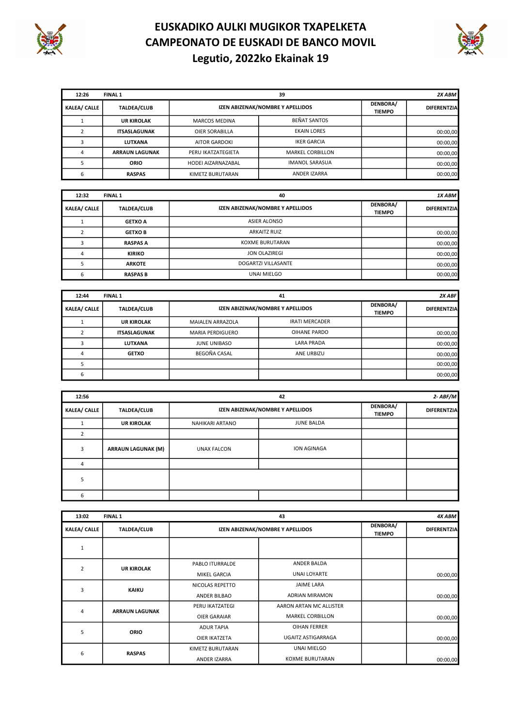# EUSKADIKO AULKI MUGIKOR TXAPELKETA
# CAMPEONATO DE EUSKADI DE BANCO MOVIL
## Legutio, 2022ko Ekainak 19

| 12:26 | FINAL 1 | 39 | | | 2X ABM |
|---|---|---|---|---|---|
| KALEA/ CALLE | TALDEA/CLUB | IZEN ABIZENAK/NOMBRE Y APELLIDOS | | DENBORA/ TIEMPO | DIFERENTZIA |
| 1 | UR KIROLAK | MARCOS MEDINA | BEÑAT SANTOS | | |
| 2 | ITSASLAGUNAK | OIER SORABILLA | EKAIN LORES | | 00:00,00 |
| 3 | LUTXANA | AITOR GARDOKI | IKER GARCIA | | 00:00,00 |
| 4 | ARRAUN LAGUNAK | PERU IKATZATEGIETA | MARKEL CORBILLON | | 00:00,00 |
| 5 | ORIO | HODEI AIZARNAZABAL | IMANOL SARASUA | | 00:00,00 |
| 6 | RASPAS | KIMETZ BURUTARAN | ANDER IZARRA | | 00:00,00 |

| 12:32 | FINAL 1 | 40 | | 1X ABM |
|---|---|---|---|---|
| KALEA/ CALLE | TALDEA/CLUB | IZEN ABIZENAK/NOMBRE Y APELLIDOS | DENBORA/ TIEMPO | DIFERENTZIA |
| 1 | GETXO A | ASIER ALONSO | | |
| 2 | GETXO B | ARKAITZ RUIZ | | 00:00,00 |
| 3 | RASPAS A | KOXME BURUTARAN | | 00:00,00 |
| 4 | KIRIKO | JON OLAZIREGI | | 00:00,00 |
| 5 | ARKOTE | DOGARTZI VILLASANTE | | 00:00,00 |
| 6 | RASPAS B | UNAI MIELGO | | 00:00,00 |

| 12:44 | FINAL 1 | 41 | | | 2X ABF |
|---|---|---|---|---|---|
| KALEA/ CALLE | TALDEA/CLUB | IZEN ABIZENAK/NOMBRE Y APELLIDOS | | DENBORA/ TIEMPO | DIFERENTZIA |
| 1 | UR KIROLAK | MAIALEN ARRAZOLA | IRATI MERCADER | | |
| 2 | ITSASLAGUNAK | MARIA PERDIGUERO | OIHANE PARDO | | 00:00,00 |
| 3 | LUTXANA | JUNE UNIBASO | LARA PRADA | | 00:00,00 |
| 4 | GETXO | BEGOÑA CASAL | ANE URBIZU | | 00:00,00 |
| 5 | | | | | 00:00,00 |
| 6 | | | | | 00:00,00 |

| 12:56 | | 42 | | | 2- ABF/M |
|---|---|---|---|---|---|
| KALEA/ CALLE | TALDEA/CLUB | IZEN ABIZENAK/NOMBRE Y APELLIDOS | | DENBORA/ TIEMPO | DIFERENTZIA |
| 1 | UR KIROLAK | NAHIKARI ARTANO | JUNE BALDA | | |
| 2 | | | | | |
| 3 | ARRAUN LAGUNAK (M) | UNAX FALCON | ION AGINAGA | | |
| 4 | | | | | |
| 5 | | | | | |
| 6 | | | | | |

| 13:02 | FINAL 1 | 43 | | | 4X ABM |
|---|---|---|---|---|---|
| KALEA/ CALLE | TALDEA/CLUB | IZEN ABIZENAK/NOMBRE Y APELLIDOS | | DENBORA/ TIEMPO | DIFERENTZIA |
| 1 | | | | | |
| 2 | UR KIROLAK | PABLO ITURRALDE | ANDER BALDA | | |
| | | MIKEL GARCIA | UNAI LOYARTE | | 00:00,00 |
| 3 | KAIKU | NICOLAS REPETTO | JAIME LARA | | |
| | | ANDER BILBAO | ADRIAN MIRAMON | | 00:00,00 |
| 4 | ARRAUN LAGUNAK | PERU IKATZATEGI | AARON ARTAN MC ALLISTER | | |
| | | OIER GARAIAR | MARKEL CORBILLON | | 00:00,00 |
| 5 | ORIO | ADUR TAPIA | OIHAN FERRER | | |
| | | OIER IKATZETA | UGAITZ ASTIGARRAGA | | 00:00,00 |
| 6 | RASPAS | KIMETZ BURUTARAN | UNAI MIELGO | | |
| | | ANDER IZARRA | KOXME BURUTARAN | | 00:00,00 |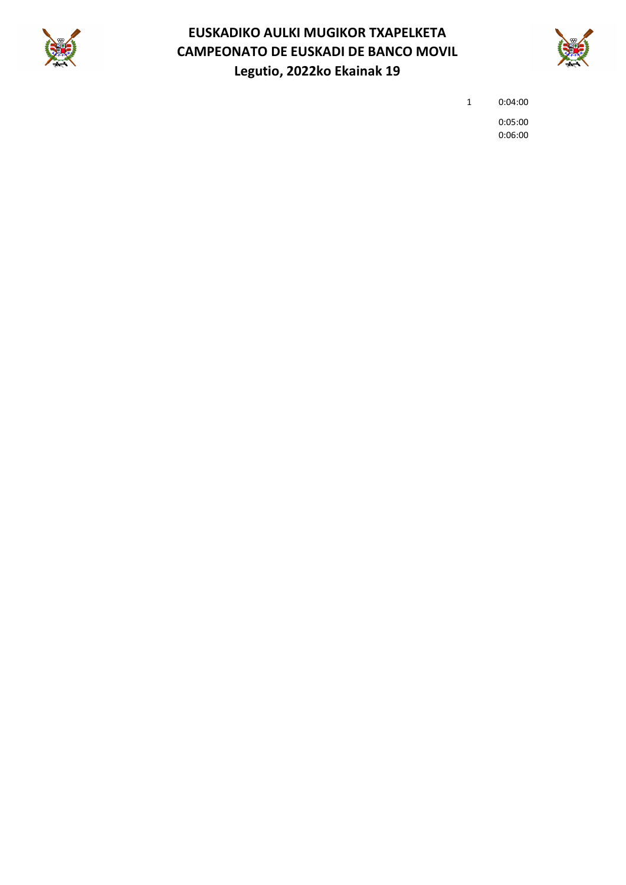**EUSKADIKO AULKI MUGIKOR TXAPELKETA**
**CAMPEONATO DE EUSKADI DE BANCO MOVIL**
**Legutio, 2022ko Ekainak 19**

| | |
|---|---|
| 1 | 0:04:00 |
| | 0:05:00 |
| | 0:06:00 |